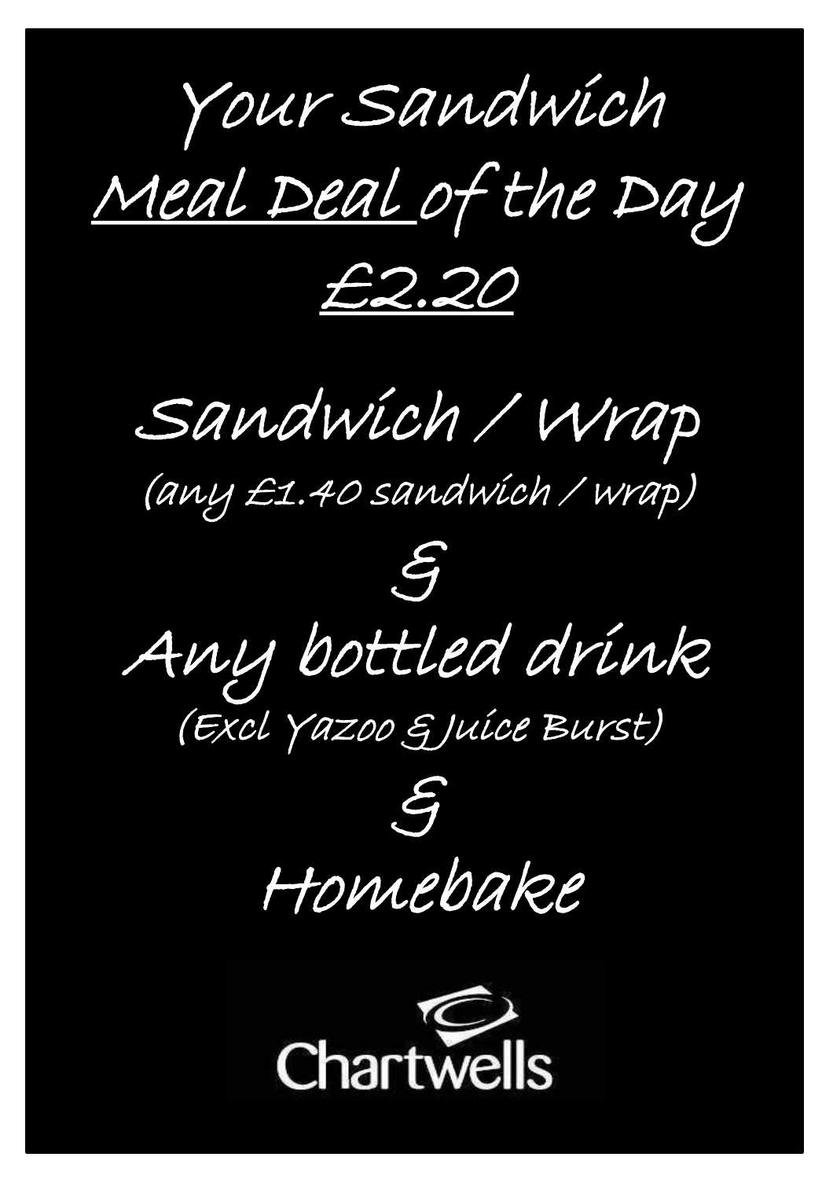# Your Sandwich

# Meal Deal of the Day

# £2.20

## Sandwich / Wrap

(any £1.40 sandwich / wrap)

&

## Any bottled drink

(Excl Yazoo & Juice Burst)

&

## Homebake

Chartwells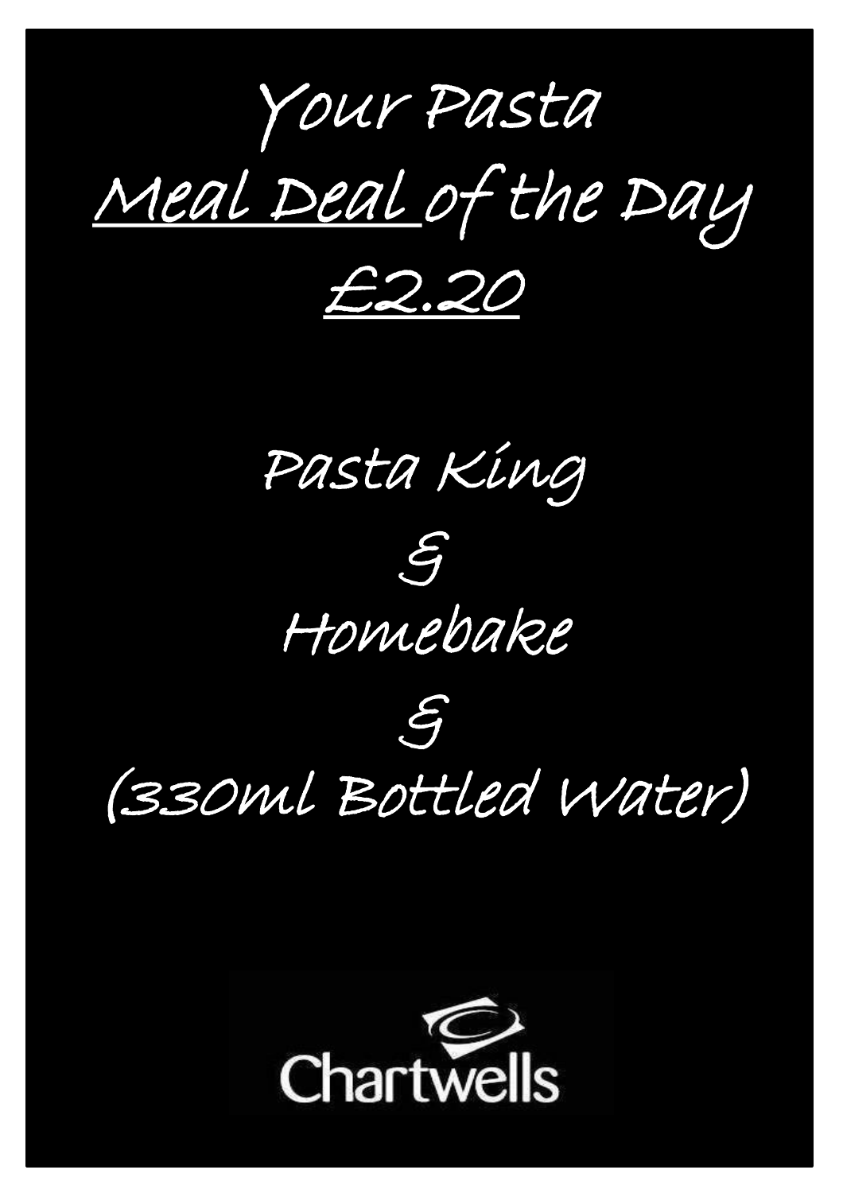# Your Pasta

# Meal Deal of the Day

# £2.20

Pasta King

&

Homebake

&

(330ml Bottled Water)

Chartwells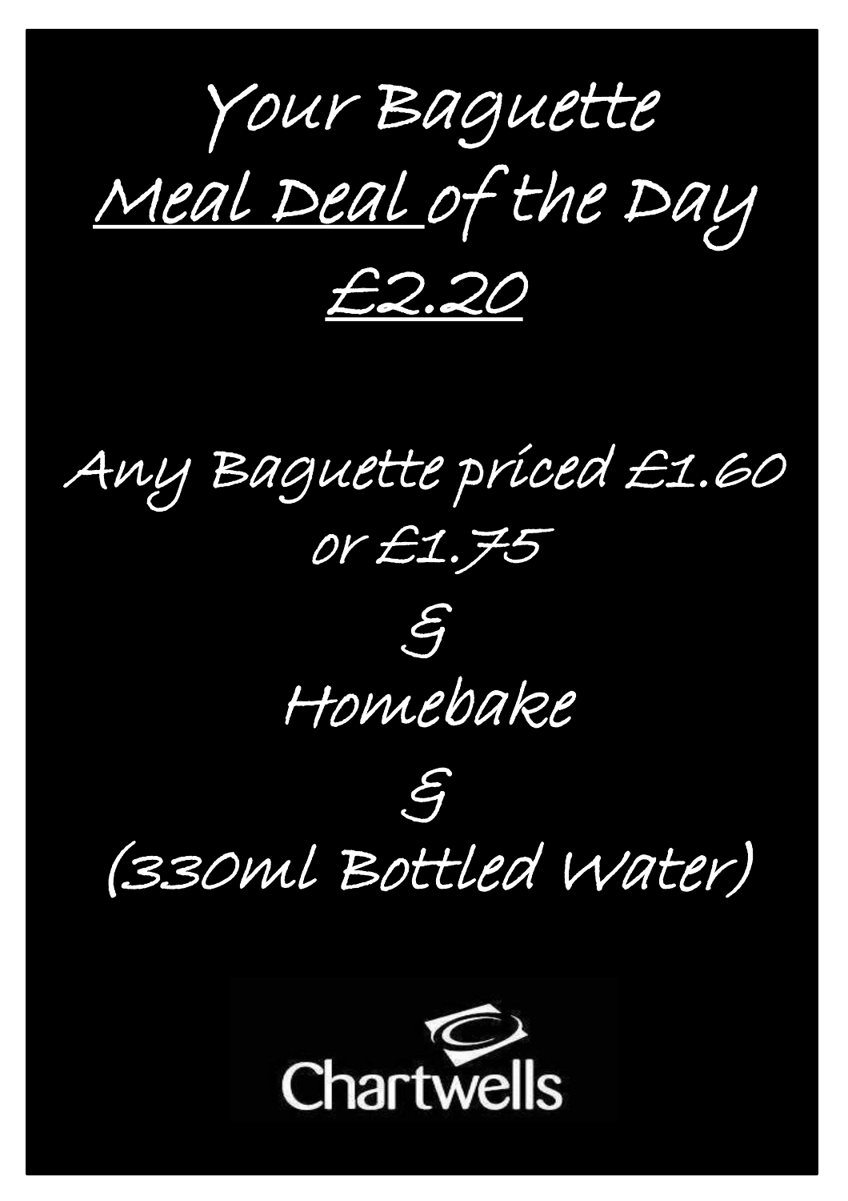# Your Baguette

## Meal Deal of the Day

## £2.20

Any Baguette priced £1.60 or £1.75

&

Homebake

&

(330ml Bottled Water)

Chartwells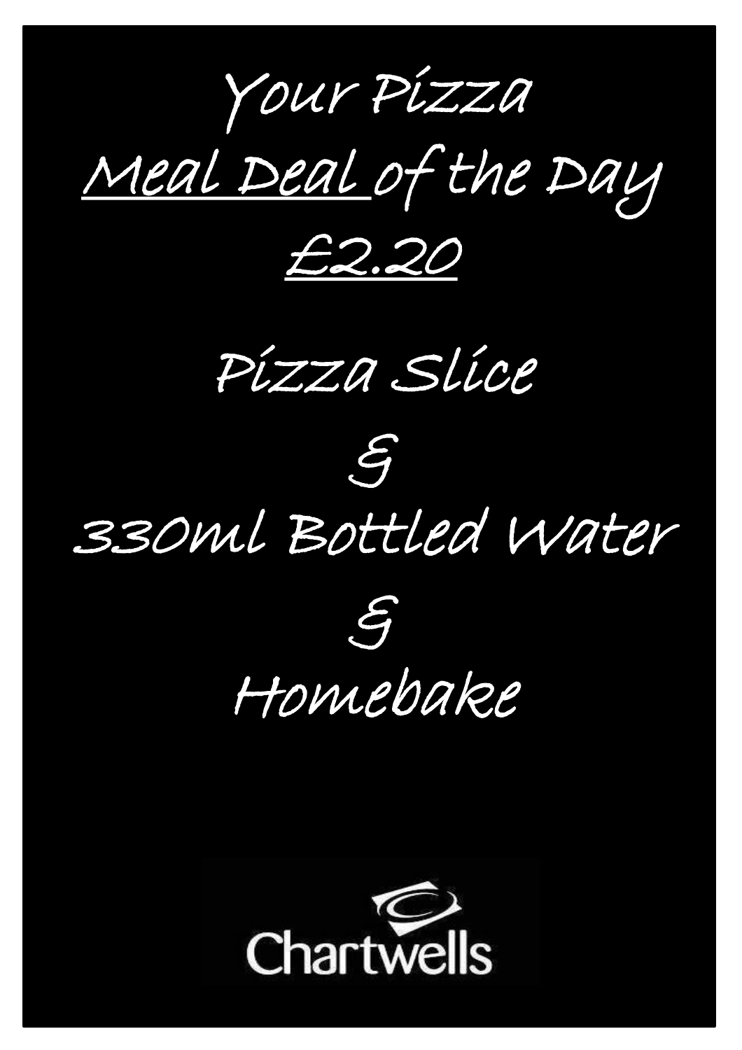# Your Pizza

# Meal Deal of the Day

# £2.20

## Pizza Slice

## &

## 330ml Bottled Water

## &

## Homebake

Chartwells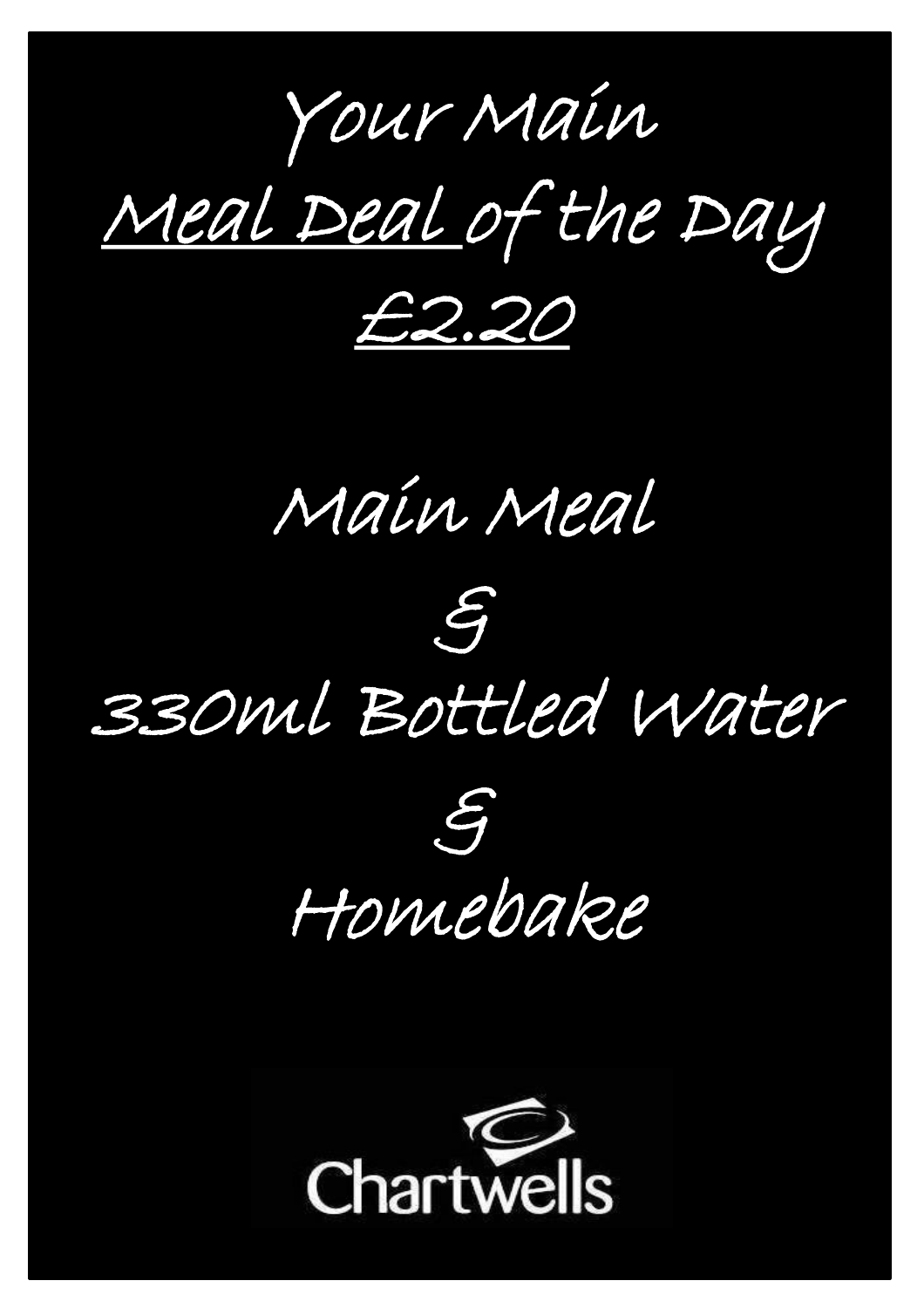# Your Main

# Meal Deal of the Day

# £2.20

Main Meal

&

330ml Bottled Water

&

Homebake

Chartwells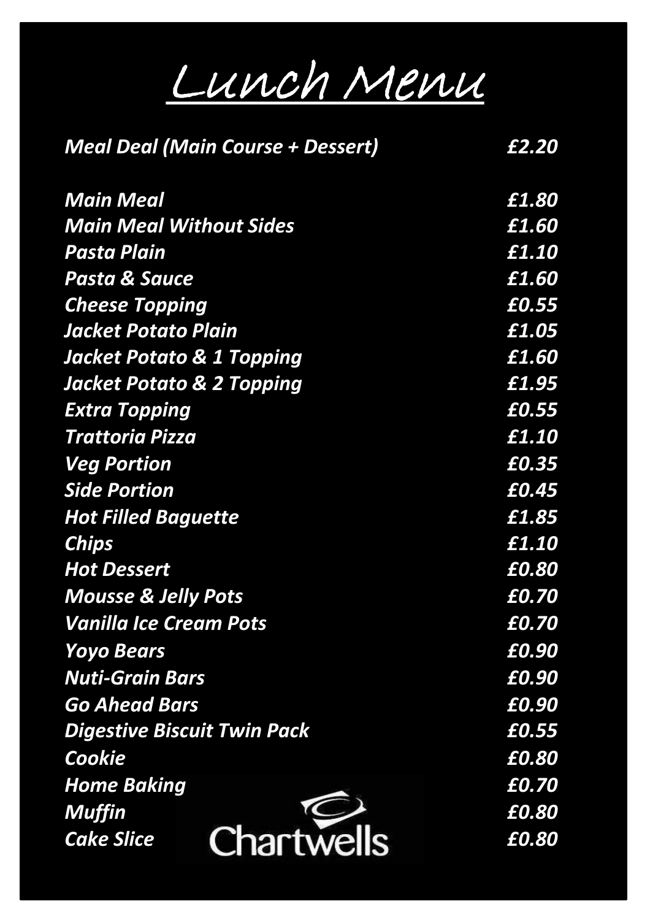# Lunch Menu

| Item | Price |
|---|---|
| *Meal Deal (Main Course + Dessert)* | *£2.20* |
| *Main Meal* | *£1.80* |
| *Main Meal Without Sides* | *£1.60* |
| *Pasta Plain* | *£1.10* |
| *Pasta & Sauce* | *£1.60* |
| *Cheese Topping* | *£0.55* |
| *Jacket Potato Plain* | *£1.05* |
| *Jacket Potato & 1 Topping* | *£1.60* |
| *Jacket Potato & 2 Topping* | *£1.95* |
| *Extra Topping* | *£0.55* |
| *Trattoria Pizza* | *£1.10* |
| *Veg Portion* | *£0.35* |
| *Side Portion* | *£0.45* |
| *Hot Filled Baguette* | *£1.85* |
| *Chips* | *£1.10* |
| *Hot Dessert* | *£0.80* |
| *Mousse & Jelly Pots* | *£0.70* |
| *Vanilla Ice Cream Pots* | *£0.70* |
| *Yoyo Bears* | *£0.90* |
| *Nuti-Grain Bars* | *£0.90* |
| *Go Ahead Bars* | *£0.90* |
| *Digestive Biscuit Twin Pack* | *£0.55* |
| *Cookie* | *£0.80* |
| *Home Baking* | *£0.70* |
| *Muffin* | *£0.80* |
| *Cake Slice* | *£0.80* |

Chartwells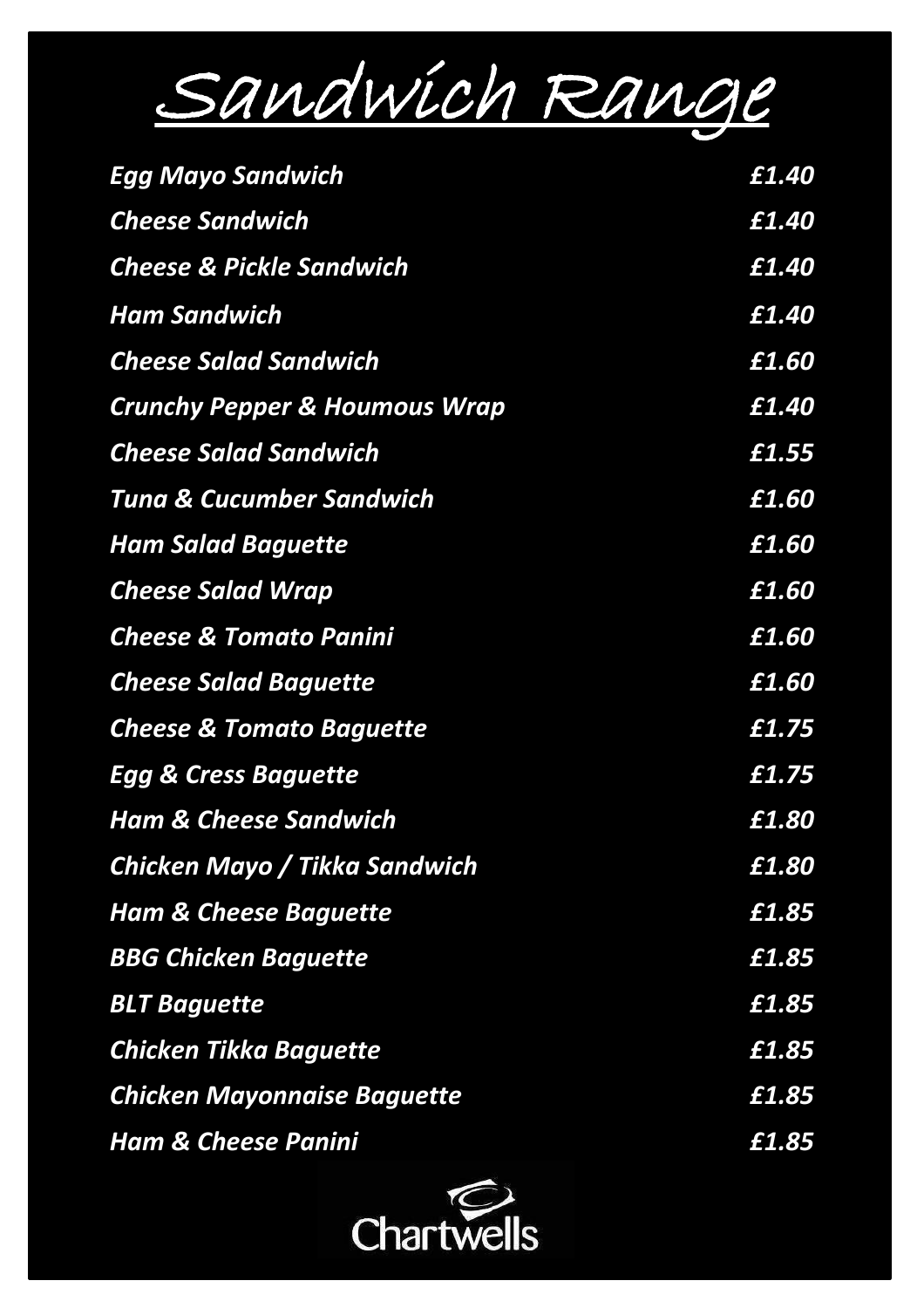# Sandwich Range

| Item | Price |
| --- | --- |
| *Egg Mayo Sandwich* | *£1.40* |
| *Cheese Sandwich* | *£1.40* |
| *Cheese & Pickle Sandwich* | *£1.40* |
| *Ham Sandwich* | *£1.40* |
| *Cheese Salad Sandwich* | *£1.60* |
| *Crunchy Pepper & Houmous Wrap* | *£1.40* |
| *Cheese Salad Sandwich* | *£1.55* |
| *Tuna & Cucumber Sandwich* | *£1.60* |
| *Ham Salad Baguette* | *£1.60* |
| *Cheese Salad Wrap* | *£1.60* |
| *Cheese & Tomato Panini* | *£1.60* |
| *Cheese Salad Baguette* | *£1.60* |
| *Cheese & Tomato Baguette* | *£1.75* |
| *Egg & Cress Baguette* | *£1.75* |
| *Ham & Cheese Sandwich* | *£1.80* |
| *Chicken Mayo / Tikka Sandwich* | *£1.80* |
| *Ham & Cheese Baguette* | *£1.85* |
| *BBG Chicken Baguette* | *£1.85* |
| *BLT Baguette* | *£1.85* |
| *Chicken Tikka Baguette* | *£1.85* |
| *Chicken Mayonnaise Baguette* | *£1.85* |
| *Ham & Cheese Panini* | *£1.85* |

Chartwells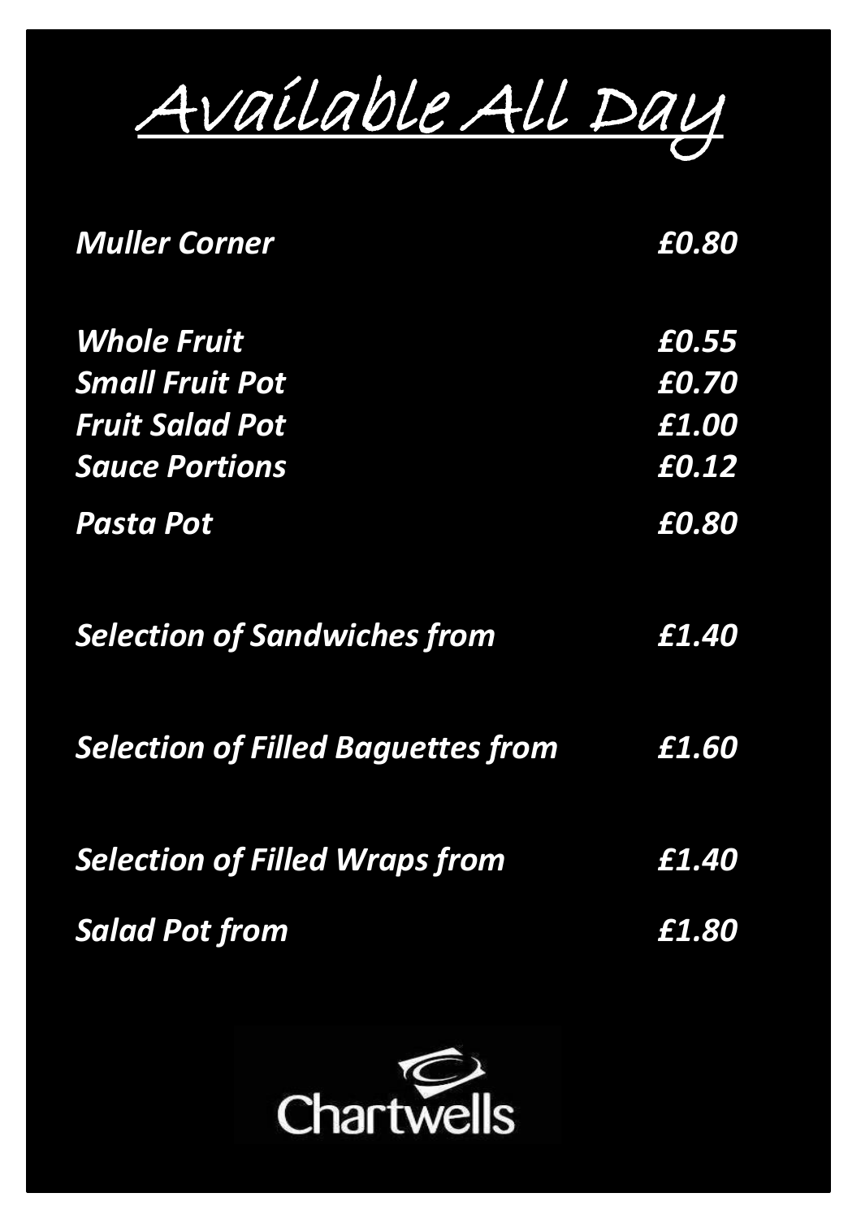# Available All Day

| | |
|---|---|
| ***Muller Corner*** | ***£0.80*** |
| ***Whole Fruit*** | ***£0.55*** |
| ***Small Fruit Pot*** | ***£0.70*** |
| ***Fruit Salad Pot*** | ***£1.00*** |
| ***Sauce Portions*** | ***£0.12*** |
| ***Pasta Pot*** | ***£0.80*** |
| ***Selection of Sandwiches from*** | ***£1.40*** |
| ***Selection of Filled Baguettes from*** | ***£1.60*** |
| ***Selection of Filled Wraps from*** | ***£1.40*** |
| ***Salad Pot from*** | ***£1.80*** |

Chartwells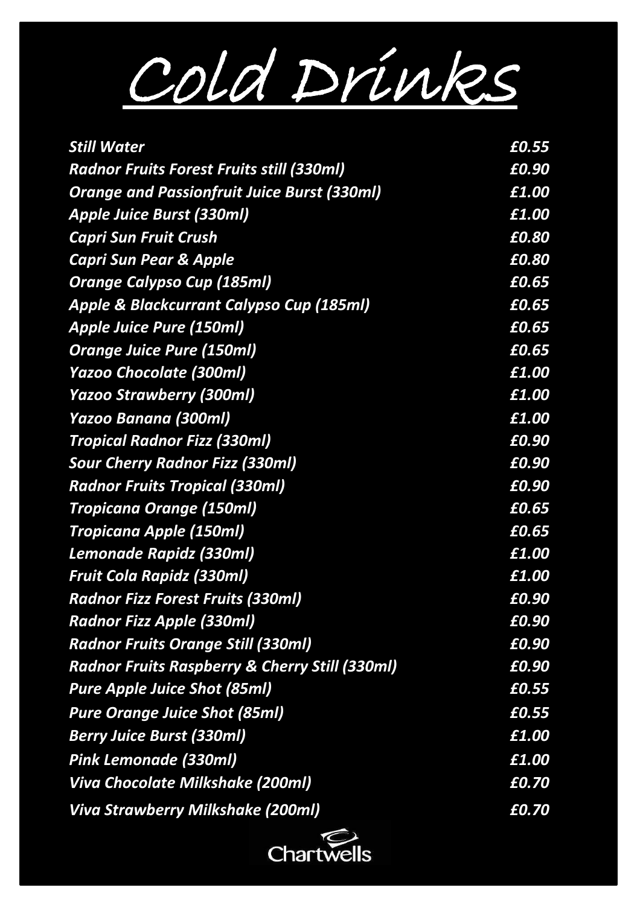# Cold Drinks

| | |
|---|---|
| *Still Water* | *£0.55* |
| *Radnor Fruits Forest Fruits still (330ml)* | *£0.90* |
| *Orange and Passionfruit Juice Burst (330ml)* | *£1.00* |
| *Apple Juice Burst (330ml)* | *£1.00* |
| *Capri Sun Fruit Crush* | *£0.80* |
| *Capri Sun Pear & Apple* | *£0.80* |
| *Orange Calypso Cup (185ml)* | *£0.65* |
| *Apple & Blackcurrant Calypso Cup (185ml)* | *£0.65* |
| *Apple Juice Pure (150ml)* | *£0.65* |
| *Orange Juice Pure (150ml)* | *£0.65* |
| *Yazoo Chocolate (300ml)* | *£1.00* |
| *Yazoo Strawberry (300ml)* | *£1.00* |
| *Yazoo Banana (300ml)* | *£1.00* |
| *Tropical Radnor Fizz (330ml)* | *£0.90* |
| *Sour Cherry Radnor Fizz (330ml)* | *£0.90* |
| *Radnor Fruits Tropical (330ml)* | *£0.90* |
| *Tropicana Orange (150ml)* | *£0.65* |
| *Tropicana Apple (150ml)* | *£0.65* |
| *Lemonade Rapidz (330ml)* | *£1.00* |
| *Fruit Cola Rapidz (330ml)* | *£1.00* |
| *Radnor Fizz Forest Fruits (330ml)* | *£0.90* |
| *Radnor Fizz Apple (330ml)* | *£0.90* |
| *Radnor Fruits Orange Still (330ml)* | *£0.90* |
| *Radnor Fruits Raspberry & Cherry Still (330ml)* | *£0.90* |
| *Pure Apple Juice Shot (85ml)* | *£0.55* |
| *Pure Orange Juice Shot (85ml)* | *£0.55* |
| *Berry Juice Burst (330ml)* | *£1.00* |
| *Pink Lemonade (330ml)* | *£1.00* |
| *Viva Chocolate Milkshake (200ml)* | *£0.70* |
| *Viva Strawberry Milkshake (200ml)* | *£0.70* |

Chartwells